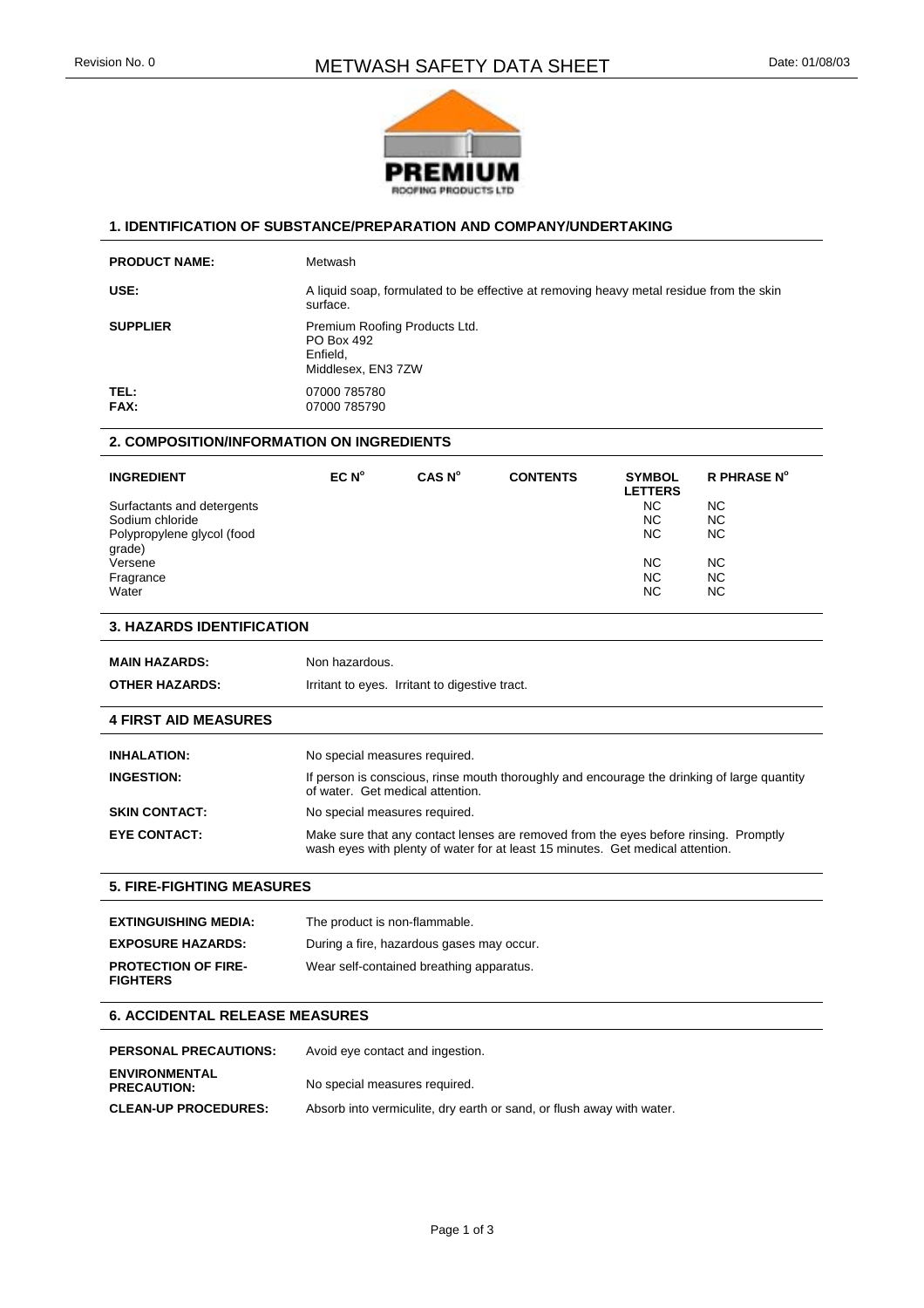# METWASH SAFETY DATA SHEET

Revision No. 0

Date: 01/08/03

## 1. IDENTIFICATION OF SUBSTANCE/PREPARATION AND COMPANY/UNDERTAKING

**PRODUCT NAME:** Metwash

**USE:** A liquid soap, formulated to be effective at removing heavy metal residue from the skin surface.

**SUPPLIER** Premium Roofing Products Ltd.
PO Box 492
Enfield,
Middlesex, EN3 7ZW

**TEL:** 07000 785780
**FAX:** 07000 785790

## 2. COMPOSITION/INFORMATION ON INGREDIENTS

| INGREDIENT | EC N° | CAS N° | CONTENTS | SYMBOL LETTERS | R PHRASE N° |
|---|---|---|---|---|---|
| Surfactants and detergents | | | | NC | NC |
| Sodium chloride | | | | NC | NC |
| Polypropylene glycol (food grade) | | | | NC | NC |
| Versene | | | | NC | NC |
| Fragrance | | | | NC | NC |
| Water | | | | NC | NC |

## 3. HAZARDS IDENTIFICATION

**MAIN HAZARDS:** Non hazardous.

**OTHER HAZARDS:** Irritant to eyes. Irritant to digestive tract.

## 4 FIRST AID MEASURES

**INHALATION:** No special measures required.

**INGESTION:** If person is conscious, rinse mouth thoroughly and encourage the drinking of large quantity of water. Get medical attention.

**SKIN CONTACT:** No special measures required.

**EYE CONTACT:** Make sure that any contact lenses are removed from the eyes before rinsing. Promptly wash eyes with plenty of water for at least 15 minutes. Get medical attention.

## 5. FIRE-FIGHTING MEASURES

**EXTINGUISHING MEDIA:** The product is non-flammable.

**EXPOSURE HAZARDS:** During a fire, hazardous gases may occur.

**PROTECTION OF FIRE-FIGHTERS** Wear self-contained breathing apparatus.

## 6. ACCIDENTAL RELEASE MEASURES

**PERSONAL PRECAUTIONS:** Avoid eye contact and ingestion.

**ENVIRONMENTAL PRECAUTION:** No special measures required.

**CLEAN-UP PROCEDURES:** Absorb into vermiculite, dry earth or sand, or flush away with water.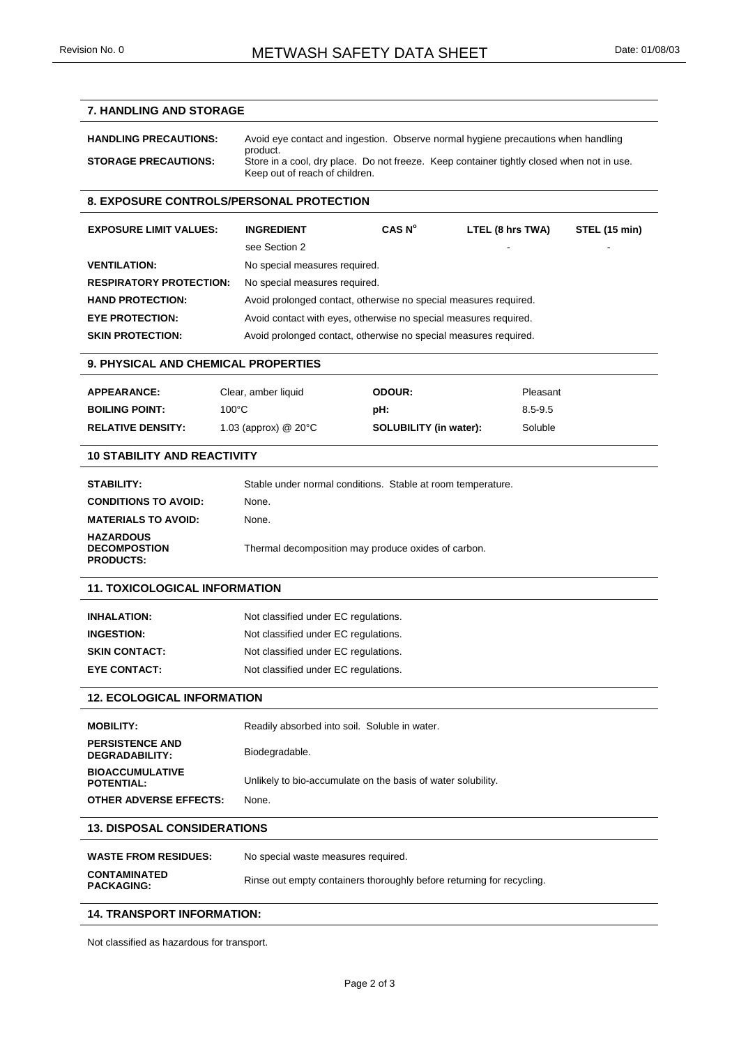## 7. HANDLING AND STORAGE

| | |
|---|---|
| **HANDLING PRECAUTIONS:** | Avoid eye contact and ingestion. Observe normal hygiene precautions when handling product. |
| **STORAGE PRECAUTIONS:** | Store in a cool, dry place. Do not freeze. Keep container tightly closed when not in use. Keep out of reach of children. |

## 8. EXPOSURE CONTROLS/PERSONAL PROTECTION

| **EXPOSURE LIMIT VALUES:** | **INGREDIENT** | **CAS N°** | **LTEL (8 hrs TWA)** | **STEL (15 min)** |
|---|---|---|---|---|
| | see Section 2 | | - | - |

| | |
|---|---|
| **VENTILATION:** | No special measures required. |
| **RESPIRATORY PROTECTION:** | No special measures required. |
| **HAND PROTECTION:** | Avoid prolonged contact, otherwise no special measures required. |
| **EYE PROTECTION:** | Avoid contact with eyes, otherwise no special measures required. |
| **SKIN PROTECTION:** | Avoid prolonged contact, otherwise no special measures required. |

## 9. PHYSICAL AND CHEMICAL PROPERTIES

| | | | |
|---|---|---|---|
| **APPEARANCE:** | Clear, amber liquid | **ODOUR:** | Pleasant |
| **BOILING POINT:** | 100°C | **pH:** | 8.5-9.5 |
| **RELATIVE DENSITY:** | 1.03 (approx) @ 20°C | **SOLUBILITY (in water):** | Soluble |

## 10 STABILITY AND REACTIVITY

| | |
|---|---|
| **STABILITY:** | Stable under normal conditions. Stable at room temperature. |
| **CONDITIONS TO AVOID:** | None. |
| **MATERIALS TO AVOID:** | None. |
| **HAZARDOUS DECOMPOSTION PRODUCTS:** | Thermal decomposition may produce oxides of carbon. |

## 11. TOXICOLOGICAL INFORMATION

| | |
|---|---|
| **INHALATION:** | Not classified under EC regulations. |
| **INGESTION:** | Not classified under EC regulations. |
| **SKIN CONTACT:** | Not classified under EC regulations. |
| **EYE CONTACT:** | Not classified under EC regulations. |

## 12. ECOLOGICAL INFORMATION

| | |
|---|---|
| **MOBILITY:** | Readily absorbed into soil. Soluble in water. |
| **PERSISTENCE AND DEGRADABILITY:** | Biodegradable. |
| **BIOACCUMULATIVE POTENTIAL:** | Unlikely to bio-accumulate on the basis of water solubility. |
| **OTHER ADVERSE EFFECTS:** | None. |

## 13. DISPOSAL CONSIDERATIONS

| | |
|---|---|
| **WASTE FROM RESIDUES:** | No special waste measures required. |
| **CONTAMINATED PACKAGING:** | Rinse out empty containers thoroughly before returning for recycling. |

## 14. TRANSPORT INFORMATION:

Not classified as hazardous for transport.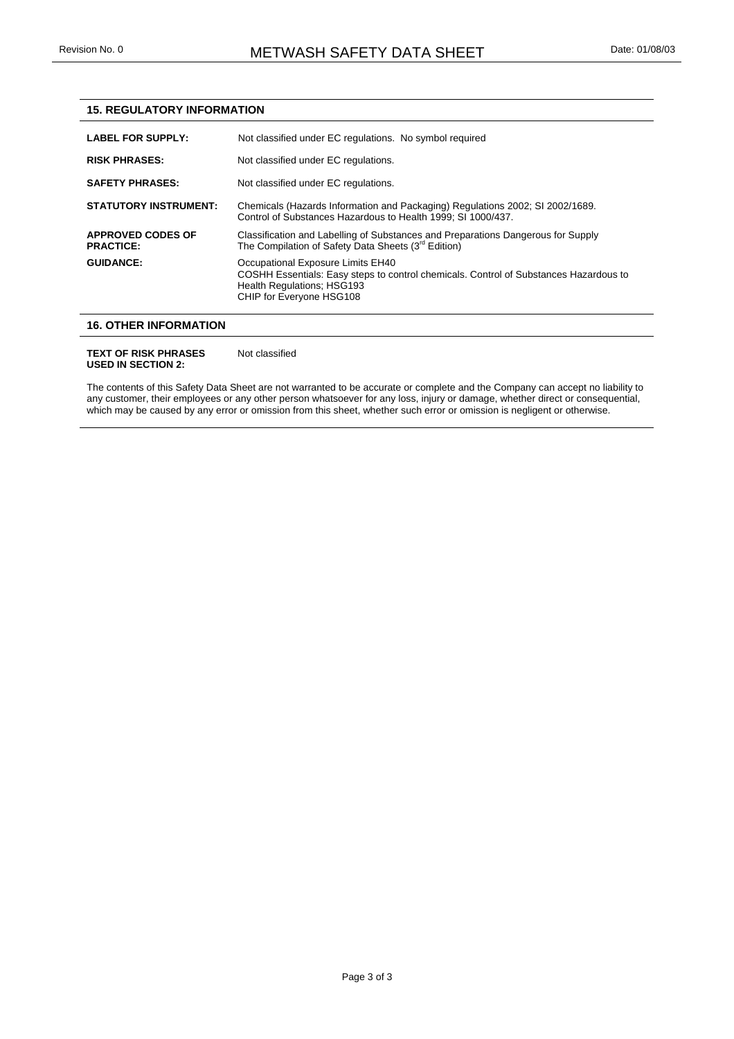## 15. REGULATORY INFORMATION

| | |
|---|---|
| **LABEL FOR SUPPLY:** | Not classified under EC regulations. No symbol required |
| **RISK PHRASES:** | Not classified under EC regulations. |
| **SAFETY PHRASES:** | Not classified under EC regulations. |
| **STATUTORY INSTRUMENT:** | Chemicals (Hazards Information and Packaging) Regulations 2002; SI 2002/1689. Control of Substances Hazardous to Health 1999; SI 1000/437. |
| **APPROVED CODES OF PRACTICE:** | Classification and Labelling of Substances and Preparations Dangerous for Supply The Compilation of Safety Data Sheets (3rd Edition) |
| **GUIDANCE:** | Occupational Exposure Limits EH40 COSHH Essentials: Easy steps to control chemicals. Control of Substances Hazardous to Health Regulations; HSG193 CHIP for Everyone HSG108 |

## 16. OTHER INFORMATION

**TEXT OF RISK PHRASES USED IN SECTION 2:** Not classified

The contents of this Safety Data Sheet are not warranted to be accurate or complete and the Company can accept no liability to any customer, their employees or any other person whatsoever for any loss, injury or damage, whether direct or consequential, which may be caused by any error or omission from this sheet, whether such error or omission is negligent or otherwise.